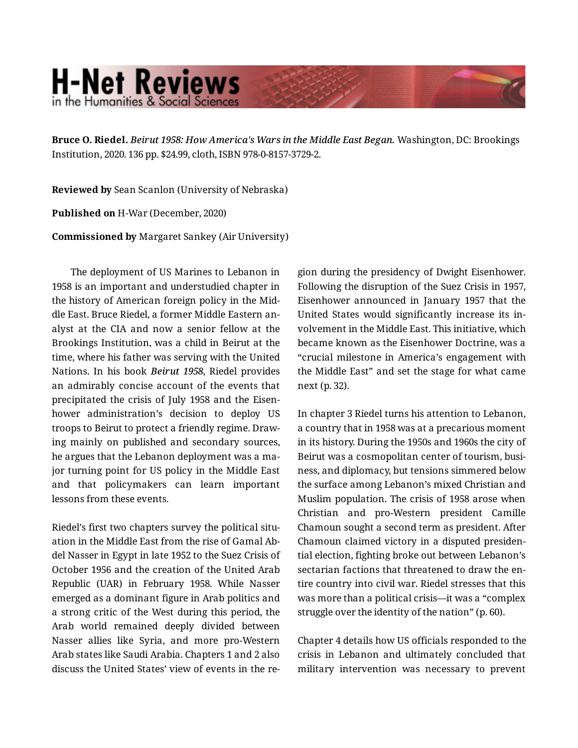**Bruce O. Riedel.** *Beirut 1958: How America's Wars in the Middle East Began.* Washington, DC: Brookings Institution, 2020. 136 pp. $24.99, cloth, ISBN 978-0-8157-3729-2.

**Reviewed by** Sean Scanlon (University of Nebraska)

**Published on** H-War (December, 2020)

**Commissioned by** Margaret Sankey (Air University)

The deployment of US Marines to Lebanon in 1958 is an important and understudied chapter in the history of American foreign policy in the Middle East. Bruce Riedel, a former Middle Eastern analyst at the CIA and now a senior fellow at the Brookings Institution, was a child in Beirut at the time, where his father was serving with the United Nations. In his book ***Beirut 1958***, Riedel provides an admirably concise account of the events that precipitated the crisis of July 1958 and the Eisenhower administration's decision to deploy US troops to Beirut to protect a friendly regime. Drawing mainly on published and secondary sources, he argues that the Lebanon deployment was a major turning point for US policy in the Middle East and that policymakers can learn important lessons from these events.

Riedel's first two chapters survey the political situation in the Middle East from the rise of Gamal Abdel Nasser in Egypt in late 1952 to the Suez Crisis of October 1956 and the creation of the United Arab Republic (UAR) in February 1958. While Nasser emerged as a dominant figure in Arab politics and a strong critic of the West during this period, the Arab world remained deeply divided between Nasser allies like Syria, and more pro-Western Arab states like Saudi Arabia. Chapters 1 and 2 also discuss the United States' view of events in the region during the presidency of Dwight Eisenhower. Following the disruption of the Suez Crisis in 1957, Eisenhower announced in January 1957 that the United States would significantly increase its involvement in the Middle East. This initiative, which became known as the Eisenhower Doctrine, was a "crucial milestone in America's engagement with the Middle East" and set the stage for what came next (p. 32).

In chapter 3 Riedel turns his attention to Lebanon, a country that in 1958 was at a precarious moment in its history. During the 1950s and 1960s the city of Beirut was a cosmopolitan center of tourism, business, and diplomacy, but tensions simmered below the surface among Lebanon's mixed Christian and Muslim population. The crisis of 1958 arose when Christian and pro-Western president Camille Chamoun sought a second term as president. After Chamoun claimed victory in a disputed presidential election, fighting broke out between Lebanon's sectarian factions that threatened to draw the entire country into civil war. Riedel stresses that this was more than a political crisis—it was a "complex struggle over the identity of the nation" (p. 60).

Chapter 4 details how US officials responded to the crisis in Lebanon and ultimately concluded that military intervention was necessary to prevent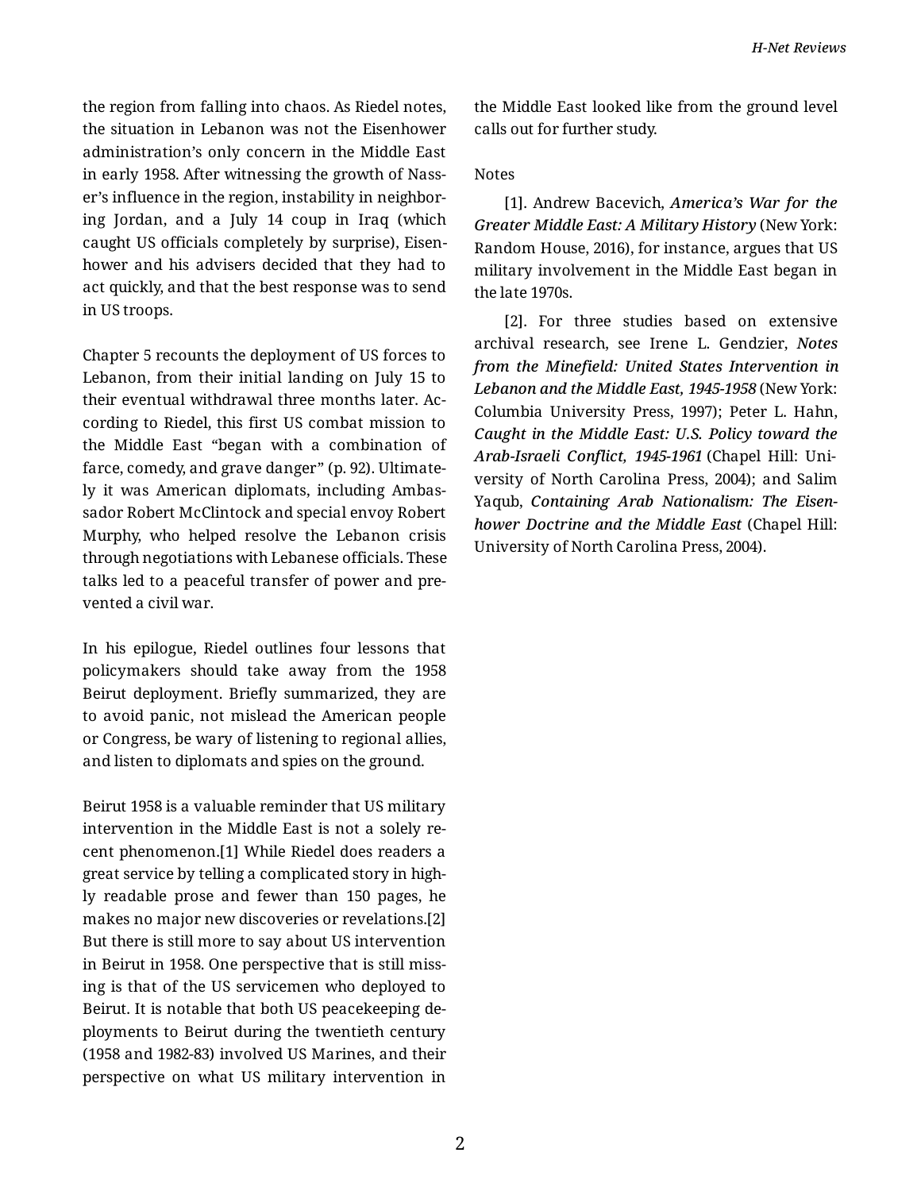the region from falling into chaos. As Riedel notes, the situation in Lebanon was not the Eisenhower administration's only concern in the Middle East in early 1958. After witnessing the growth of Nasser's influence in the region, instability in neighboring Jordan, and a July 14 coup in Iraq (which caught US officials completely by surprise), Eisenhower and his advisers decided that they had to act quickly, and that the best response was to send in US troops.

Chapter 5 recounts the deployment of US forces to Lebanon, from their initial landing on July 15 to their eventual withdrawal three months later. According to Riedel, this first US combat mission to the Middle East "began with a combination of farce, comedy, and grave danger" (p. 92). Ultimately it was American diplomats, including Ambassador Robert McClintock and special envoy Robert Murphy, who helped resolve the Lebanon crisis through negotiations with Lebanese officials. These talks led to a peaceful transfer of power and prevented a civil war.

In his epilogue, Riedel outlines four lessons that policymakers should take away from the 1958 Beirut deployment. Briefly summarized, they are to avoid panic, not mislead the American people or Congress, be wary of listening to regional allies, and listen to diplomats and spies on the ground.

Beirut 1958 is a valuable reminder that US military intervention in the Middle East is not a solely recent phenomenon.[1] While Riedel does readers a great service by telling a complicated story in highly readable prose and fewer than 150 pages, he makes no major new discoveries or revelations.[2] But there is still more to say about US intervention in Beirut in 1958. One perspective that is still missing is that of the US servicemen who deployed to Beirut. It is notable that both US peacekeeping deployments to Beirut during the twentieth century (1958 and 1982-83) involved US Marines, and their perspective on what US military intervention in the Middle East looked like from the ground level calls out for further study.

Notes

[1]. Andrew Bacevich, ***America's War for the Greater Middle East: A Military History*** (New York: Random House, 2016), for instance, argues that US military involvement in the Middle East began in the late 1970s.

[2]. For three studies based on extensive archival research, see Irene L. Gendzier, ***Notes from the Minefield: United States Intervention in Lebanon and the Middle East, 1945-1958*** (New York: Columbia University Press, 1997); Peter L. Hahn, ***Caught in the Middle East: U.S. Policy toward the Arab-Israeli Conflict, 1945-1961*** (Chapel Hill: University of North Carolina Press, 2004); and Salim Yaqub, ***Containing Arab Nationalism: The Eisenhower Doctrine and the Middle East*** (Chapel Hill: University of North Carolina Press, 2004).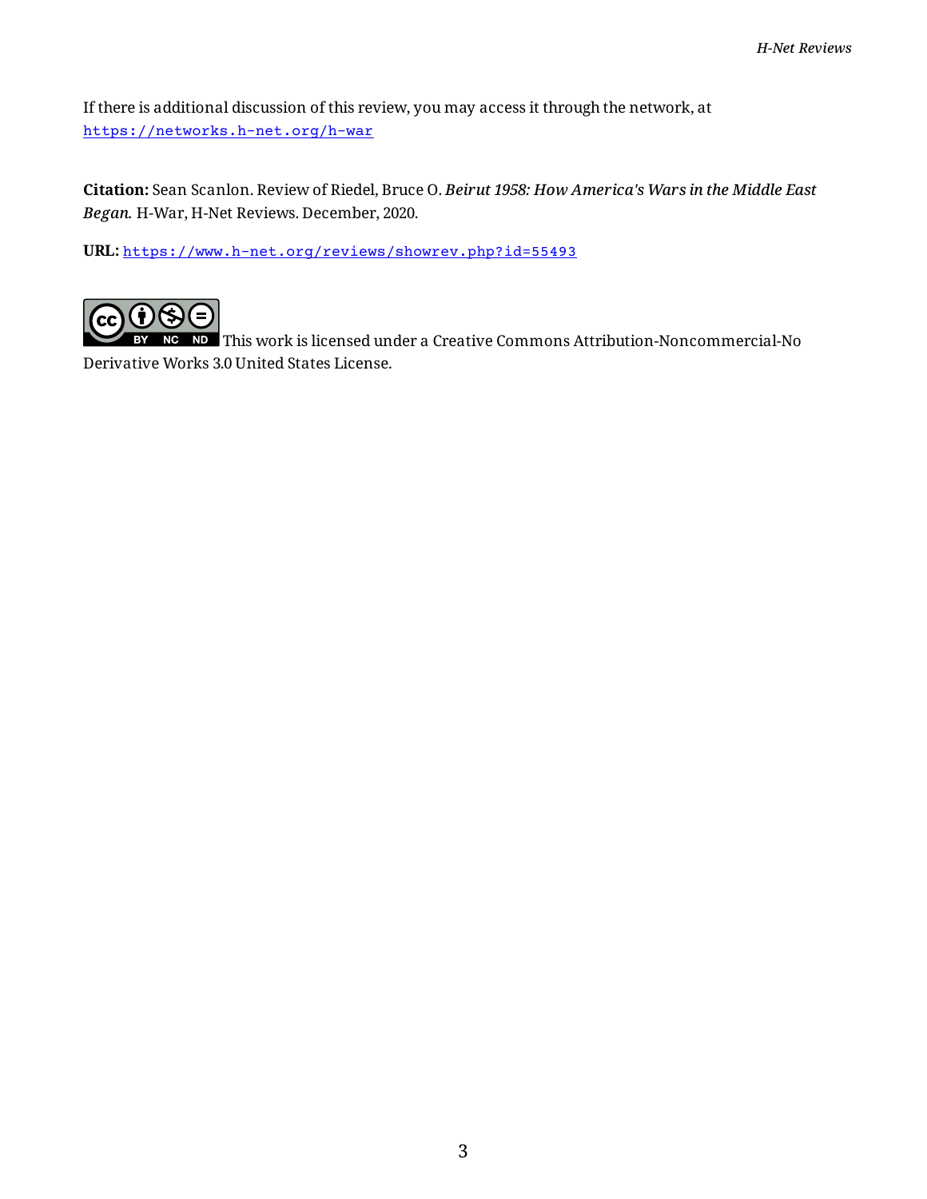If there is additional discussion of this review, you may access it through the network, at https://networks.h-net.org/h-war

**Citation:** Sean Scanlon. Review of Riedel, Bruce O. ***Beirut 1958: How America's Wars in the Middle East Began.*** H-War, H-Net Reviews. December, 2020.

**URL:** https://www.h-net.org/reviews/showrev.php?id=55493

This work is licensed under a Creative Commons Attribution-Noncommercial-No Derivative Works 3.0 United States License.